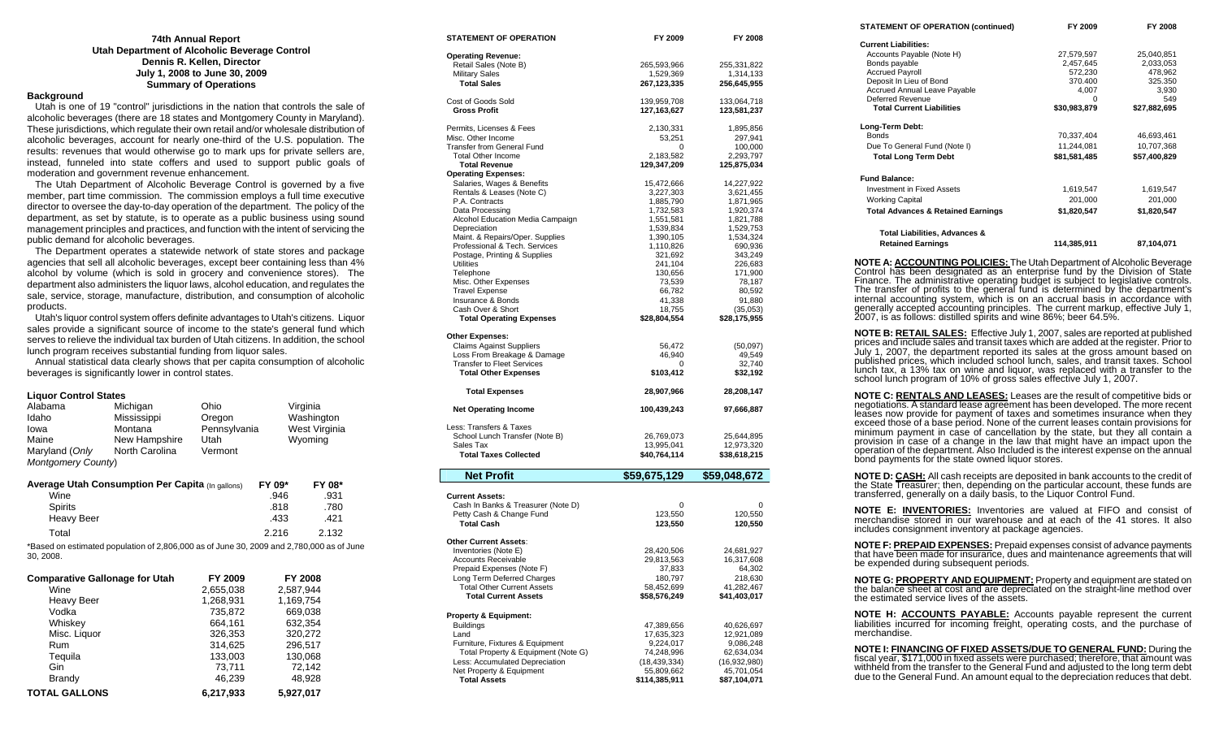# 74th Annual Report
## Utah Department of Alcoholic Beverage Control
### Dennis R. Kellen, Director
### July 1, 2008 to June 30, 2009
### Summary of Operations

**Background**

Utah is one of 19 "control" jurisdictions in the nation that controls the sale of alcoholic beverages (there are 18 states and Montgomery County in Maryland). These jurisdictions, which regulate their own retail and/or wholesale distribution of alcoholic beverages, account for nearly one-third of the U.S. population. The results: revenues that would otherwise go to mark ups for private sellers are, instead, funneled into state coffers and used to support public goals of moderation and government revenue enhancement.

The Utah Department of Alcoholic Beverage Control is governed by a five member, part time commission. The commission employs a full time executive director to oversee the day-to-day operation of the department. The policy of the department, as set by statute, is to operate as a public business using sound management principles and practices, and function with the intent of servicing the public demand for alcoholic beverages.

The Department operates a statewide network of state stores and package agencies that sell all alcoholic beverages, except beer containing less than 4% alcohol by volume (which is sold in grocery and convenience stores). The department also administers the liquor laws, alcohol education, and regulates the sale, service, storage, manufacture, distribution, and consumption of alcoholic products.

Utah's liquor control system offers definite advantages to Utah's citizens. Liquor sales provide a significant source of income to the state's general fund which serves to relieve the individual tax burden of Utah citizens. In addition, the school lunch program receives substantial funding from liquor sales.

Annual statistical data clearly shows that per capita consumption of alcoholic beverages is significantly lower in control states.

**Liquor Control States**

| | | | |
|---|---|---|---|
| Alabama | Michigan | Ohio | Virginia |
| Idaho | Mississippi | Oregon | Washington |
| Iowa | Montana | Pennsylvania | West Virginia |
| Maine | New Hampshire | Utah | Wyoming |
| Maryland (*Only Montgomery County*) | North Carolina | Vermont | |

| **Average Utah Consumption Per Capita** (In gallons) | **FY 09*** | **FY 08*** |
|---|---|---|
| Wine | .946 | .931 |
| Spirits | .818 | .780 |
| Heavy Beer | .433 | .421 |
| Total | 2.216 | 2.132 |

*Based on estimated population of 2,806,000 as of June 30, 2009 and 2,780,000 as of June 30, 2008.

| **Comparative Gallonage for Utah** | **FY 2009** | **FY 2008** |
|---|---|---|
| Wine | 2,655,038 | 2,587,944 |
| Heavy Beer | 1,268,931 | 1,169,754 |
| Vodka | 735,872 | 669,038 |
| Whiskey | 664,161 | 632,354 |
| Misc. Liquor | 326,353 | 320,272 |
| Rum | 314,625 | 296,517 |
| Tequila | 133,003 | 130,068 |
| Gin | 73,711 | 72,142 |
| Brandy | 46,239 | 48,928 |
| **TOTAL GALLONS** | **6,217,933** | **5,927,017** |

| **STATEMENT OF OPERATION** | **FY 2009** | **FY 2008** |
|---|---|---|
| **Operating Revenue:** | | |
| Retail Sales (Note B) | 265,593,966 | 255,331,822 |
| Military Sales | 1,529,369 | 1,314,133 |
| **Total Sales** | **267,123,335** | **256,645,955** |
| Cost of Goods Sold | 139,959,708 | 133,064,718 |
| **Gross Profit** | **127,163,627** | **123,581,237** |
| Permits, Licenses & Fees | 2,130,331 | 1,895,856 |
| Misc. Other Income | 53,251 | 297,941 |
| Transfer from General Fund | 0 | 100,000 |
| Total Other Income | 2,183,582 | 2,293,797 |
| **Total Revenue** | **129,347,209** | **125,875,034** |
| **Operating Expenses:** | | |
| Salaries, Wages & Benefits | 15,472,666 | 14,227,922 |
| Rentals & Leases (Note C) | 3,227,303 | 3,621,455 |
| P.A. Contracts | 1,885,790 | 1,871,965 |
| Data Processing | 1,732,583 | 1,920,374 |
| Alcohol Education Media Campaign | 1,551,581 | 1,821,788 |
| Depreciation | 1,539,834 | 1,529,753 |
| Maint. & Repairs/Oper. Supplies | 1,390,105 | 1,534,324 |
| Professional & Tech. Services | 1,110,826 | 690,936 |
| Postage, Printing & Supplies | 321,692 | 343,249 |
| Utilities | 241,104 | 226,683 |
| Telephone | 130,656 | 171,900 |
| Misc. Other Expenses | 73,539 | 78,187 |
| Travel Expense | 66,782 | 80,592 |
| Insurance & Bonds | 41,338 | 91,880 |
| Cash Over & Short | 18,755 | (35,053) |
| **Total Operating Expenses** | **$28,804,554** | **$28,175,955** |
| **Other Expenses:** | | |
| Claims Against Suppliers | 56,472 | (50,097) |
| Loss From Breakage & Damage | 46,940 | 49,549 |
| Transfer to Fleet Services | 0 | 32,740 |
| **Total Other Expenses** | **$103,412** | **$32,192** |
| **Total Expenses** | **28,907,966** | **28,208,147** |
| **Net Operating Income** | **100,439,243** | **97,666,887** |
| Less: Transfers & Taxes | | |
| School Lunch Transfer (Note B) | 26,769,073 | 25,644,895 |
| Sales Tax | 13,995,041 | 12,973,320 |
| **Total Taxes Collected** | **$40,764,114** | **$38,618,215** |
| **Net Profit** | **$59,675,129** | **$59,048,672** |
| **Current Assets:** | | |
| Cash In Banks & Treasurer (Note D) | 0 | 0 |
| Petty Cash & Change Fund | 123,550 | 120,550 |
| **Total Cash** | **123,550** | **120,550** |
| **Other Current Assets:** | | |
| Inventories (Note E) | 28,420,506 | 24,681,927 |
| Accounts Receivable | 29,813,563 | 16,317,608 |
| Prepaid Expenses (Note F) | 37,833 | 64,302 |
| Long Term Deferred Charges | 180,797 | 218,630 |
| Total Other Current Assets | 58,452,699 | 41,282,467 |
| **Total Current Assets** | **$58,576,249** | **$41,403,017** |
| **Property & Equipment:** | | |
| Buildings | 47,389,656 | 40,626,697 |
| Land | 17,635,323 | 12,921,089 |
| Furniture, Fixtures & Equipment | 9,224,017 | 9,086,248 |
| Total Property & Equipment (Note G) | 74,248,996 | 62,634,034 |
| Less: Accumulated Depreciation | (18,439,334) | (16,932,980) |
| Net Property & Equipment | 55,809,662 | 45,701,054 |
| **Total Assets** | **$114,385,911** | **$87,104,071** |

| **STATEMENT OF OPERATION (continued)** | **FY 2009** | **FY 2008** |
|---|---|---|
| **Current Liabilities:** | | |
| Accounts Payable (Note H) | 27,579,597 | 25,040,851 |
| Bonds payable | 2,457,645 | 2,033,053 |
| Accrued Payroll | 572,230 | 478,962 |
| Deposit In Lieu of Bond | 370,400 | 325,350 |
| Accrued Annual Leave Payable | 4,007 | 3,930 |
| Deferred Revenue | 0 | 549 |
| **Total Current Liabilities** | **$30,983,879** | **$27,882,695** |
| **Long-Term Debt:** | | |
| Bonds | 70,337,404 | 46,693,461 |
| Due To General Fund (Note I) | 11,244,081 | 10,707,368 |
| **Total Long Term Debt** | **$81,581,485** | **$57,400,829** |
| **Fund Balance:** | | |
| Investment in Fixed Assets | 1,619,547 | 1,619,547 |
| Working Capital | 201,000 | 201,000 |
| **Total Advances & Retained Earnings** | **$1,820,547** | **$1,820,547** |
| **Total Liabilities, Advances & Retained Earnings** | **114,385,911** | **87,104,071** |

**NOTE A: ACCOUNTING POLICIES:** The Utah Department of Alcoholic Beverage Control has been designated as an enterprise fund by the Division of State Finance. The administrative operating budget is subject to legislative controls. The transfer of profits to the general fund is determined by the department's internal accounting system, which is on an accrual basis in accordance with generally accepted accounting principles. The current markup, effective July 1, 2007, is as follows: distilled spirits and wine 86%; beer 64.5%.

**NOTE B: RETAIL SALES:** Effective July 1, 2007, sales are reported at published prices and include sales and transit taxes which are added at the register. Prior to July 1, 2007, the department reported its sales at the gross amount based on published prices, which included school lunch, sales, and transit taxes. School lunch tax, a 13% tax on wine and liquor, was replaced with a transfer to the school lunch program of 10% of gross sales effective July 1, 2007.

**NOTE C: RENTALS AND LEASES:** Leases are the result of competitive bids or negotiations. A standard lease agreement has been developed. The more recent leases now provide for payment of taxes and sometimes insurance when they exceed those of a base period. None of the current leases contain provisions for minimum payment in case of cancellation by the state, but they all contain a provision in case of a change in the law that might have an impact upon the operation of the department. Also Included is the interest expense on the annual bond payments for the state owned liquor stores.

**NOTE D: CASH:** All cash receipts are deposited in bank accounts to the credit of the State Treasurer; then, depending on the particular account, these funds are transferred, generally on a daily basis, to the Liquor Control Fund.

**NOTE E: INVENTORIES:** Inventories are valued at FIFO and consist of merchandise stored in our warehouse and at each of the 41 stores. It also includes consignment inventory at package agencies.

**NOTE F: PREPAID EXPENSES:** Prepaid expenses consist of advance payments that have been made for insurance, dues and maintenance agreements that will be expended during subsequent periods.

**NOTE G: PROPERTY AND EQUIPMENT:** Property and equipment are stated on the balance sheet at cost and are depreciated on the straight-line method over the estimated service lives of the assets.

**NOTE H: ACCOUNTS PAYABLE:** Accounts payable represent the current liabilities incurred for incoming freight, operating costs, and the purchase of merchandise.

**NOTE I: FINANCING OF FIXED ASSETS/DUE TO GENERAL FUND:** During the fiscal year, $171,000 in fixed assets were purchased; therefore, that amount was withheld from the transfer to the General Fund and adjusted to the long term debt due to the General Fund. An amount equal to the depreciation reduces that debt.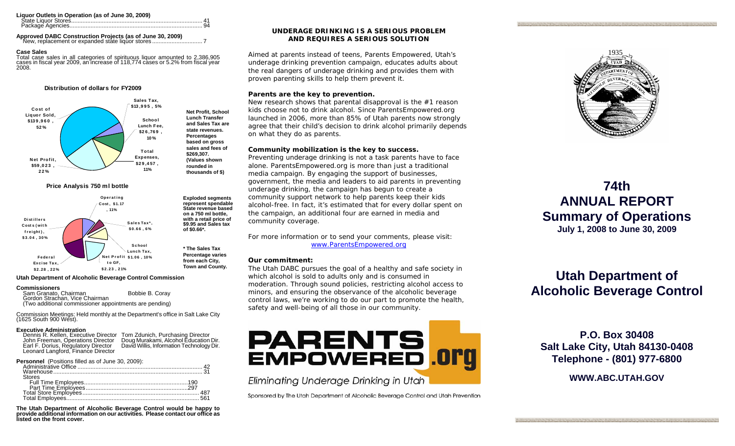**Liquor Outlets in Operation (as of June 30, 2009)**

State Liquor Stores........................................................................ 41
Package Agencies........................................................................ 94

**Approved DABC Construction Projects (as of June 30, 2009)**

New, replacement or expanded state liquor stores ............................... 7

**Case Sales**

Total case sales in all categories of spirituous liquor amounted to 2,386,905 cases in fiscal year 2009, an increase of 118,774 cases or 5.2% from fiscal year 2008.

**Distribution of dollars for FY2009**

Cost of Liquor Sold, $139,960, 52%
Sales Tax, $13,995, 5%
School Lunch Fee, $26,769, 10%
Total Expenses, $29,457, 11%
Net Profit, $59,023, 22%

Net Profit, School Lunch Transfer and Sales Tax are state revenues. Percentages based on gross sales and fees of $269,307. (Values shown rounded in thousands of $)

**Price Analysis 750 ml bottle**

Operating Cost, $1.17, 11%
Sales Tax*, $0.66, 6%
School Lunch Tax, $1.06, 10%
Net Profit to GF, $2.23, 21%
Federal Excise Tax, $2.28, 22%
Distillers Costs (with freight), $3.04, 30%

Exploded segments represent spendable State revenue based on a 750 ml bottle, with a retail price of $9.95 and Sales tax of $0.66*.

* The Sales Tax Percentage varies from each City, Town and County.

**Utah Department of Alcoholic Beverage Control Commission**

**Commissioners**

Sam Granato, Chairman
Bobbie B. Coray
Gordon Strachan, Vice Chairman
(Two additional commissioner appointments are pending)

Commission Meetings: Held monthly at the Department's office in Salt Lake City (1625 South 900 West).

**Executive Administration**

Dennis R. Kellen, Executive Director
Tom Zdunich, Purchasing Director
John Freeman, Operations Director
Doug Murakami, Alcohol Education Dir.
Earl F. Dorius, Regulatory Director
David Willis, Information Technology Dir.
Leonard Langford, Finance Director

**Personnel** (Positions filled as of June 30, 2009):

Administrative Office ............................................................................ 42
Warehouse........................................................................................... 31
Stores
Full Time Employees...............................................................190
Part Time Employees...............................................................297
Total Store Employees....................................................................... 487
Total Employees................................................................................. 561

**The Utah Department of Alcoholic Beverage Control would be happy to provide additional information on our activities. Please contact our office as listed on the front cover.**

## UNDERAGE DRINKING IS A SERIOUS PROBLEM AND REQUIRES A SERIOUS SOLUTION

Aimed at parents instead of teens, Parents Empowered, Utah's underage drinking prevention campaign, educates adults about the real dangers of underage drinking and provides them with proven parenting skills to help them prevent it.

### Parents are the key to prevention.

New research shows that parental disapproval is the #1 reason kids choose not to drink alcohol. Since ParentsEmpowered.org launched in 2006, more than 85% of Utah parents now strongly agree that their child's decision to drink alcohol primarily depends on what they do as parents.

### Community mobilization is the key to success.

Preventing underage drinking is not a task parents have to face alone. ParentsEmpowered.org is more than just a traditional media campaign. By engaging the support of businesses, government, the media and leaders to aid parents in preventing underage drinking, the campaign has begun to create a community support network to help parents keep their kids alcohol-free. In fact, it's estimated that for every dollar spent on the campaign, an additional four are earned in media and community coverage.

For more information or to send your comments, please visit: www.ParentsEmpowered.org

### Our commitment:

The Utah DABC pursues the goal of a healthy and safe society in which alcohol is sold to adults only and is consumed in moderation. Through sound policies, restricting alcohol access to minors, and ensuring the observance of the alcoholic beverage control laws, we're working to do our part to promote the health, safety and well-being of all those in our community.

PARENTS EMPOWERED .org

*Eliminating Underage Drinking in Utah*

Sponsored by The Utah Department of Alcoholic Beverage Control and Utah Prevention

1935 UTAH DEPARTMENT OF ALCOHOLIC BEVERAGE CONTROL

# 74th ANNUAL REPORT Summary of Operations

**July 1, 2008 to June 30, 2009**

# Utah Department of Alcoholic Beverage Control

**P.O. Box 30408**
**Salt Lake City, Utah 84130-0408**
**Telephone - (801) 977-6800**

**WWW.ABC.UTAH.GOV**